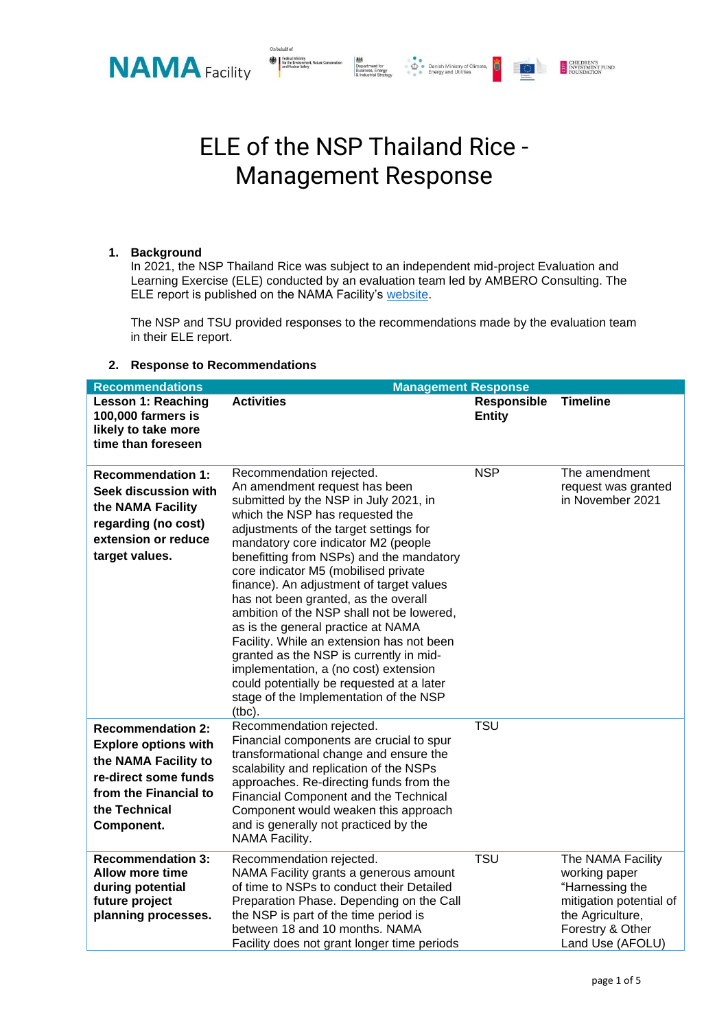# ELE of the NSP Thailand Rice - Management Response

## 1. Background

In 2021, the NSP Thailand Rice was subject to an independent mid-project Evaluation and Learning Exercise (ELE) conducted by an evaluation team led by AMBERO Consulting. The ELE report is published on the NAMA Facility's website.

The NSP and TSU provided responses to the recommendations made by the evaluation team in their ELE report.

## 2. Response to Recommendations

| Recommendations | Management Response | | |
|---|---|---|---|
| **Lesson 1: Reaching 100,000 farmers is likely to take more time than foreseen** | **Activities** | **Responsible Entity** | **Timeline** |
| **Recommendation 1: Seek discussion with the NAMA Facility regarding (no cost) extension or reduce target values.** | Recommendation rejected. An amendment request has been submitted by the NSP in July 2021, in which the NSP has requested the adjustments of the target settings for mandatory core indicator M2 (people benefitting from NSPs) and the mandatory core indicator M5 (mobilised private finance). An adjustment of target values has not been granted, as the overall ambition of the NSP shall not be lowered, as is the general practice at NAMA Facility. While an extension has not been granted as the NSP is currently in mid-implementation, a (no cost) extension could potentially be requested at a later stage of the Implementation of the NSP (tbc). | NSP | The amendment request was granted in November 2021 |
| **Recommendation 2: Explore options with the NAMA Facility to re-direct some funds from the Financial to the Technical Component.** | Recommendation rejected. Financial components are crucial to spur transformational change and ensure the scalability and replication of the NSPs approaches. Re-directing funds from the Financial Component and the Technical Component would weaken this approach and is generally not practiced by the NAMA Facility. | TSU | |
| **Recommendation 3: Allow more time during potential future project planning processes.** | Recommendation rejected. NAMA Facility grants a generous amount of time to NSPs to conduct their Detailed Preparation Phase. Depending on the Call the NSP is part of the time period is between 18 and 10 months. NAMA Facility does not grant longer time periods | TSU | The NAMA Facility working paper "Harnessing the mitigation potential of the Agriculture, Forestry & Other Land Use (AFOLU) |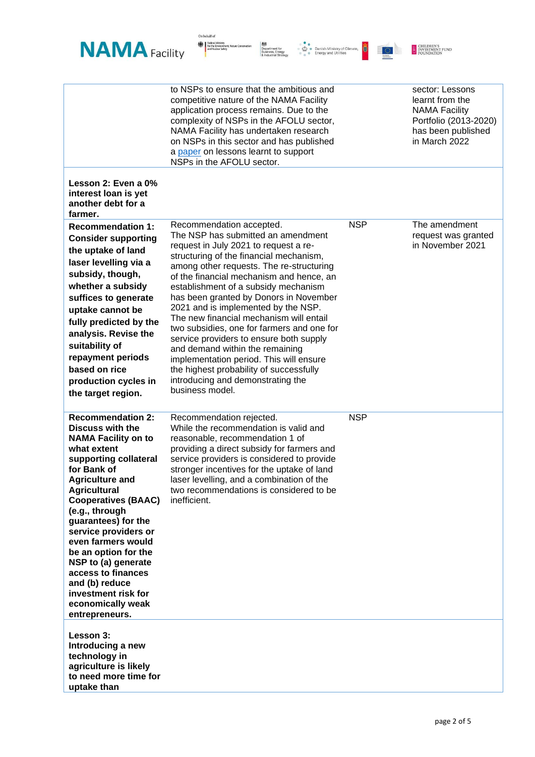| | | | |
|---|---|---|---|
| | to NSPs to ensure that the ambitious and competitive nature of the NAMA Facility application process remains. Due to the complexity of NSPs in the AFOLU sector, NAMA Facility has undertaken research on NSPs in this sector and has published a [paper](#) on lessons learnt to support NSPs in the AFOLU sector. | | sector: Lessons learnt from the NAMA Facility Portfolio (2013-2020) has been published in March 2022 |
| **Lesson 2: Even a 0% interest loan is yet another debt for a farmer.** | | | |
| **Recommendation 1: Consider supporting the uptake of land laser levelling via a subsidy, though, whether a subsidy suffices to generate uptake cannot be fully predicted by the analysis. Revise the suitability of repayment periods based on rice production cycles in the target region.** | Recommendation accepted. The NSP has submitted an amendment request in July 2021 to request a re-structuring of the financial mechanism, among other requests. The re-structuring of the financial mechanism and hence, an establishment of a subsidy mechanism has been granted by Donors in November 2021 and is implemented by the NSP. The new financial mechanism will entail two subsidies, one for farmers and one for service providers to ensure both supply and demand within the remaining implementation period. This will ensure the highest probability of successfully introducing and demonstrating the business model. | NSP | The amendment request was granted in November 2021 |
| **Recommendation 2: Discuss with the NAMA Facility on to what extent supporting collateral for Bank of Agriculture and Agricultural Cooperatives (BAAC) (e.g., through guarantees) for the service providers or even farmers would be an option for the NSP to (a) generate access to finances and (b) reduce investment risk for economically weak entrepreneurs.** | Recommendation rejected. While the recommendation is valid and reasonable, recommendation 1 of providing a direct subsidy for farmers and service providers is considered to provide stronger incentives for the uptake of land laser levelling, and a combination of the two recommendations is considered to be inefficient. | NSP | |
| **Lesson 3: Introducing a new technology in agriculture is likely to need more time for uptake than** | | | |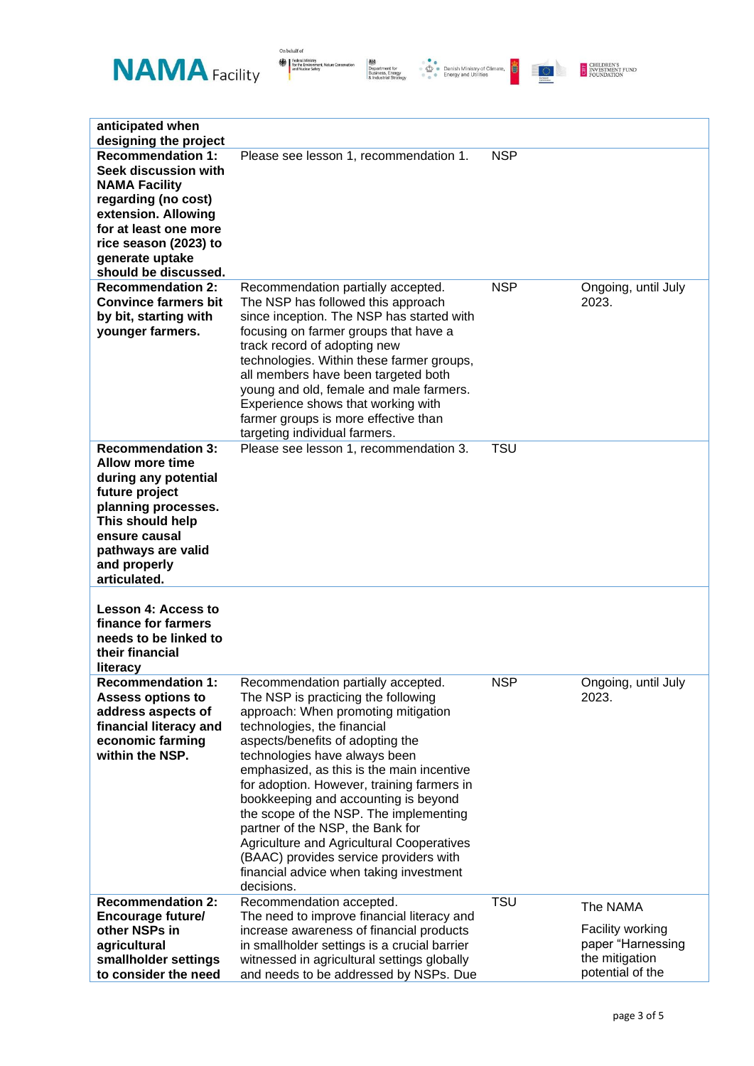| **anticipated when designing the project** | | | |
|---|---|---|---|
| **Recommendation 1: Seek discussion with NAMA Facility regarding (no cost) extension. Allowing for at least one more rice season (2023) to generate uptake should be discussed.** | Please see lesson 1, recommendation 1. | NSP | |
| **Recommendation 2: Convince farmers bit by bit, starting with younger farmers.** | Recommendation partially accepted. The NSP has followed this approach since inception. The NSP has started with focusing on farmer groups that have a track record of adopting new technologies. Within these farmer groups, all members have been targeted both young and old, female and male farmers. Experience shows that working with farmer groups is more effective than targeting individual farmers. | NSP | Ongoing, until July 2023. |
| **Recommendation 3: Allow more time during any potential future project planning processes. This should help ensure causal pathways are valid and properly articulated.** | Please see lesson 1, recommendation 3. | TSU | |
| **Lesson 4: Access to finance for farmers needs to be linked to their financial literacy** | | | |
| **Recommendation 1: Assess options to address aspects of financial literacy and economic farming within the NSP.** | Recommendation partially accepted. The NSP is practicing the following approach: When promoting mitigation technologies, the financial aspects/benefits of adopting the technologies have always been emphasized, as this is the main incentive for adoption. However, training farmers in bookkeeping and accounting is beyond the scope of the NSP. The implementing partner of the NSP, the Bank for Agriculture and Agricultural Cooperatives (BAAC) provides service providers with financial advice when taking investment decisions. | NSP | Ongoing, until July 2023. |
| **Recommendation 2: Encourage future/ other NSPs in agricultural smallholder settings to consider the need** | Recommendation accepted. The need to improve financial literacy and increase awareness of financial products in smallholder settings is a crucial barrier witnessed in agricultural settings globally and needs to be addressed by NSPs. Due | TSU | The NAMA Facility working paper "Harnessing the mitigation potential of the |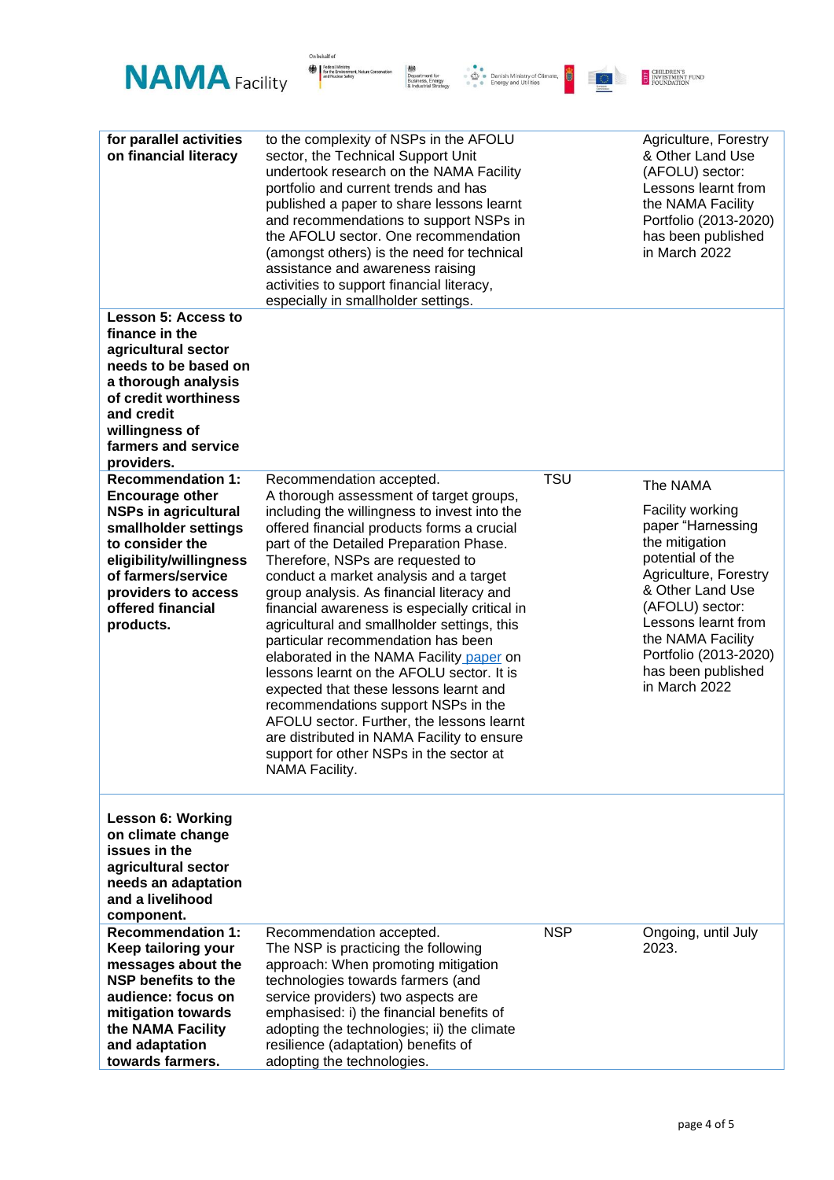| | | | |
|---|---|---|---|
| **for parallel activities on financial literacy** | to the complexity of NSPs in the AFOLU sector, the Technical Support Unit undertook research on the NAMA Facility portfolio and current trends and has published a paper to share lessons learnt and recommendations to support NSPs in the AFOLU sector. One recommendation (amongst others) is the need for technical assistance and awareness raising activities to support financial literacy, especially in smallholder settings. | | Agriculture, Forestry & Other Land Use (AFOLU) sector: Lessons learnt from the NAMA Facility Portfolio (2013-2020) has been published in March 2022 |
| **Lesson 5: Access to finance in the agricultural sector needs to be based on a thorough analysis of credit worthiness and credit willingness of farmers and service providers.** | | | |
| **Recommendation 1: Encourage other NSPs in agricultural smallholder settings to consider the eligibility/willingness of farmers/service providers to access offered financial products.** | Recommendation accepted. A thorough assessment of target groups, including the willingness to invest into the offered financial products forms a crucial part of the Detailed Preparation Phase. Therefore, NSPs are requested to conduct a market analysis and a target group analysis. As financial literacy and financial awareness is especially critical in agricultural and smallholder settings, this particular recommendation has been elaborated in the NAMA Facility paper on lessons learnt on the AFOLU sector. It is expected that these lessons learnt and recommendations support NSPs in the AFOLU sector. Further, the lessons learnt are distributed in NAMA Facility to ensure support for other NSPs in the sector at NAMA Facility. | TSU | The NAMA Facility working paper "Harnessing the mitigation potential of the Agriculture, Forestry & Other Land Use (AFOLU) sector: Lessons learnt from the NAMA Facility Portfolio (2013-2020) has been published in March 2022 |
| **Lesson 6: Working on climate change issues in the agricultural sector needs an adaptation and a livelihood component.** | | | |
| **Recommendation 1: Keep tailoring your messages about the NSP benefits to the audience: focus on mitigation towards the NAMA Facility and adaptation towards farmers.** | Recommendation accepted. The NSP is practicing the following approach: When promoting mitigation technologies towards farmers (and service providers) two aspects are emphasised: i) the financial benefits of adopting the technologies; ii) the climate resilience (adaptation) benefits of adopting the technologies. | NSP | Ongoing, until July 2023. |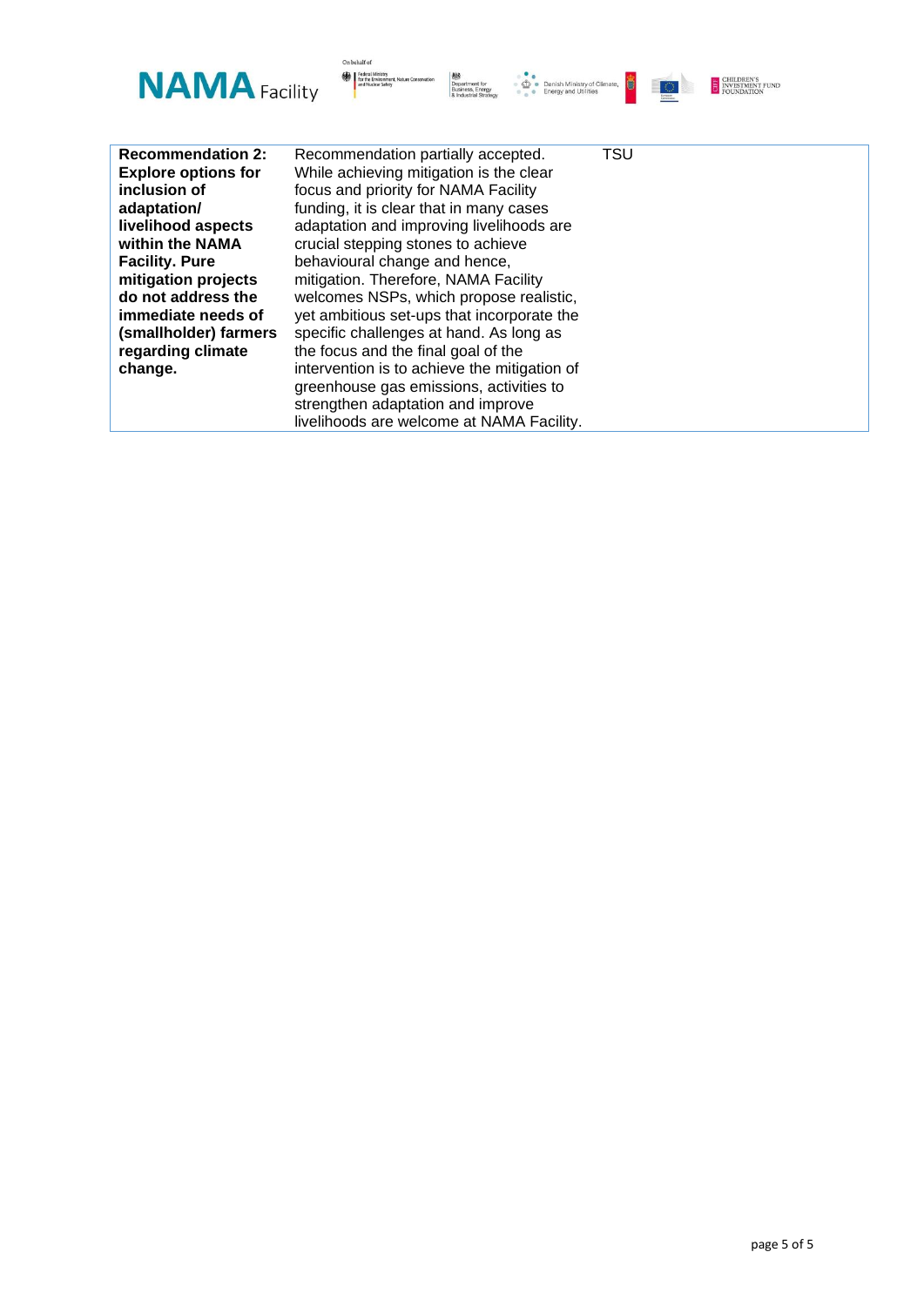| | | |
|---|---|---|
| **Recommendation 2: Explore options for inclusion of adaptation/ livelihood aspects within the NAMA Facility. Pure mitigation projects do not address the immediate needs of (smallholder) farmers regarding climate change.** | Recommendation partially accepted. While achieving mitigation is the clear focus and priority for NAMA Facility funding, it is clear that in many cases adaptation and improving livelihoods are crucial stepping stones to achieve behavioural change and hence, mitigation. Therefore, NAMA Facility welcomes NSPs, which propose realistic, yet ambitious set-ups that incorporate the specific challenges at hand. As long as the focus and the final goal of the intervention is to achieve the mitigation of greenhouse gas emissions, activities to strengthen adaptation and improve livelihoods are welcome at NAMA Facility. | TSU |